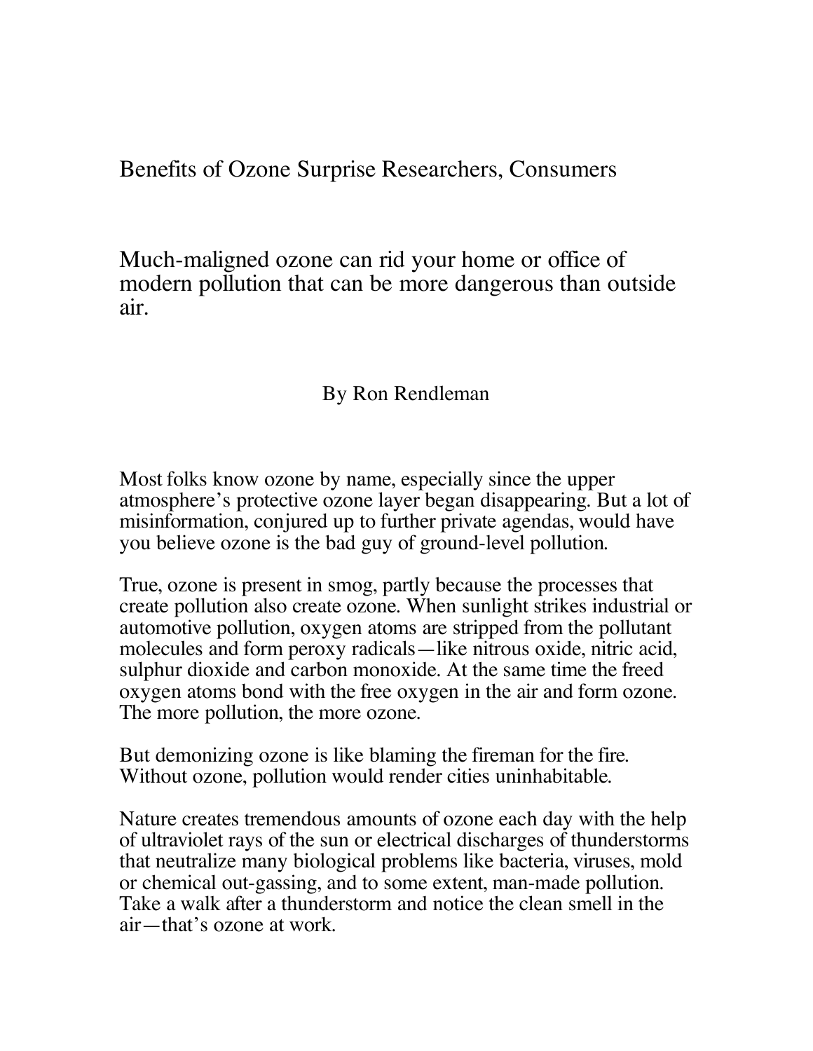# Benefits of Ozone Surprise Researchers, Consumers

## Much-maligned ozone can rid your home or office of modern pollution that can be more dangerous than outside air.

By Ron Rendleman

Most folks know ozone by name, especially since the upper atmosphere's protective ozone layer began disappearing. But a lot of misinformation, conjured up to further private agendas, would have you believe ozone is the bad guy of ground-level pollution.

True, ozone is present in smog, partly because the processes that create pollution also create ozone. When sunlight strikes industrial or automotive pollution, oxygen atoms are stripped from the pollutant molecules and form peroxy radicals—like nitrous oxide, nitric acid, sulphur dioxide and carbon monoxide. At the same time the freed oxygen atoms bond with the free oxygen in the air and form ozone. The more pollution, the more ozone.

But demonizing ozone is like blaming the fireman for the fire. Without ozone, pollution would render cities uninhabitable.

Nature creates tremendous amounts of ozone each day with the help of ultraviolet rays of the sun or electrical discharges of thunderstorms that neutralize many biological problems like bacteria, viruses, mold or chemical out-gassing, and to some extent, man-made pollution. Take a walk after a thunderstorm and notice the clean smell in the air—that's ozone at work.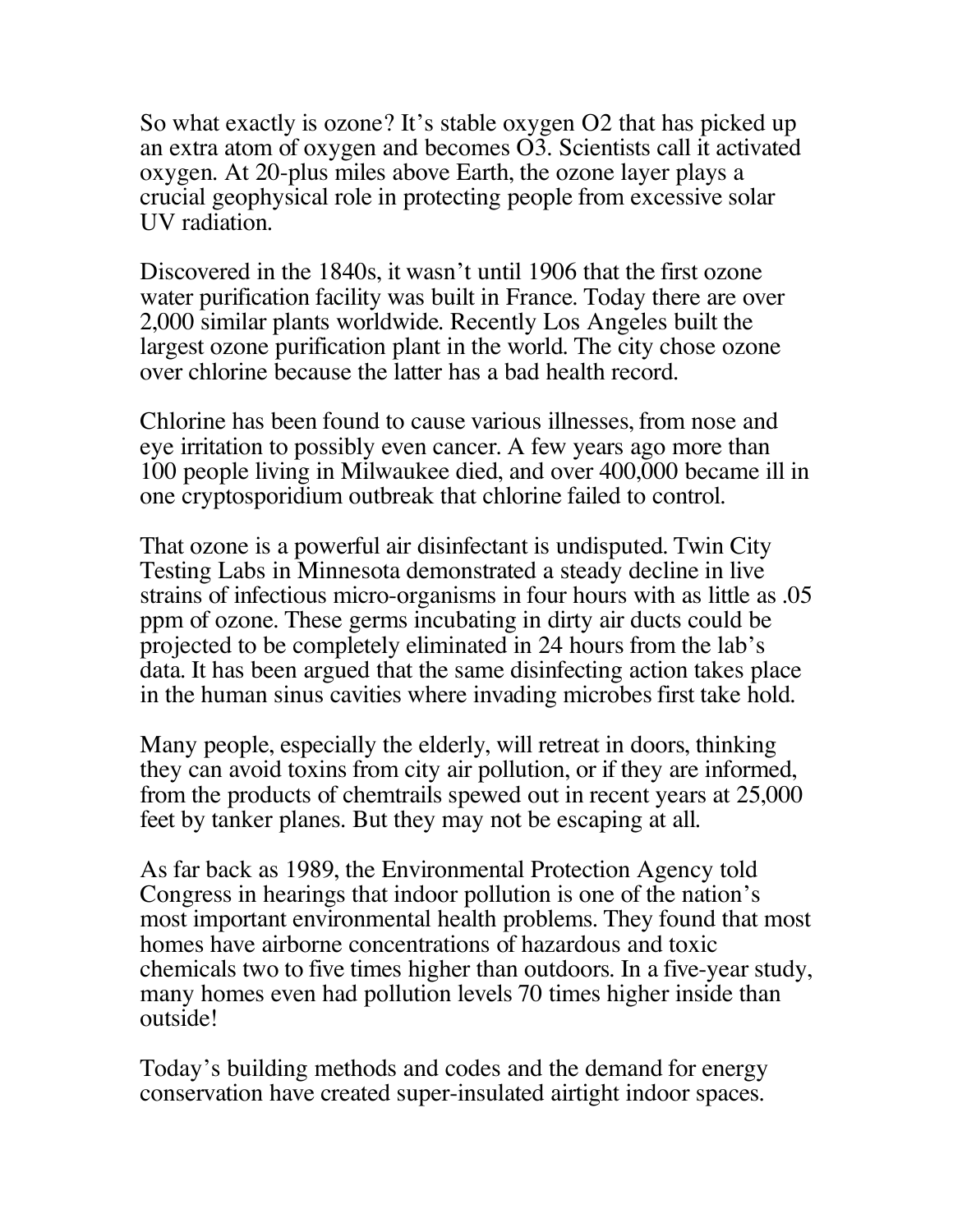So what exactly is ozone? It's stable oxygen $O_2$ that has picked up an extra atom of oxygen and becomes $O_3$. Scientists call it activated oxygen. At 20-plus miles above Earth, the ozone layer plays a crucial geophysical role in protecting people from excessive solar UV radiation.

Discovered in the 1840s, it wasn't until 1906 that the first ozone water purification facility was built in France. Today there are over 2,000 similar plants worldwide. Recently Los Angeles built the largest ozone purification plant in the world. The city chose ozone over chlorine because the latter has a bad health record.

Chlorine has been found to cause various illnesses, from nose and eye irritation to possibly even cancer. A few years ago more than 100 people living in Milwaukee died, and over 400,000 became ill in one cryptosporidium outbreak that chlorine failed to control.

That ozone is a powerful air disinfectant is undisputed. Twin City Testing Labs in Minnesota demonstrated a steady decline in live strains of infectious micro-organisms in four hours with as little as .05 ppm of ozone. These germs incubating in dirty air ducts could be projected to be completely eliminated in 24 hours from the lab's data. It has been argued that the same disinfecting action takes place in the human sinus cavities where invading microbes first take hold.

Many people, especially the elderly, will retreat in doors, thinking they can avoid toxins from city air pollution, or if they are informed, from the products of chemtrails spewed out in recent years at 25,000 feet by tanker planes. But they may not be escaping at all.

As far back as 1989, the Environmental Protection Agency told Congress in hearings that indoor pollution is one of the nation's most important environmental health problems. They found that most homes have airborne concentrations of hazardous and toxic chemicals two to five times higher than outdoors. In a five-year study, many homes even had pollution levels 70 times higher inside than outside!

Today's building methods and codes and the demand for energy conservation have created super-insulated airtight indoor spaces.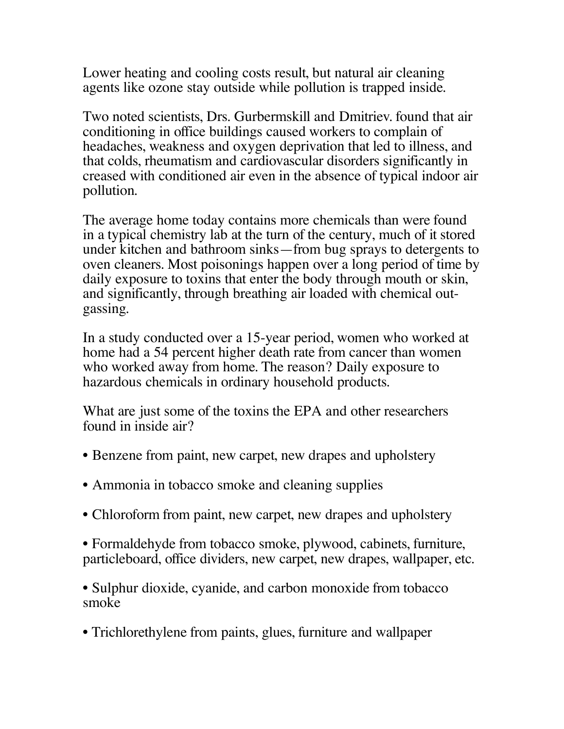Lower heating and cooling costs result, but natural air cleaning agents like ozone stay outside while pollution is trapped inside.

Two noted scientists, Drs. Gurbermskill and Dmitriev. found that air conditioning in office buildings caused workers to complain of headaches, weakness and oxygen deprivation that led to illness, and that colds, rheumatism and cardiovascular disorders significantly in creased with conditioned air even in the absence of typical indoor air pollution.

The average home today contains more chemicals than were found in a typical chemistry lab at the turn of the century, much of it stored under kitchen and bathroom sinks—from bug sprays to detergents to oven cleaners. Most poisonings happen over a long period of time by daily exposure to toxins that enter the body through mouth or skin, and significantly, through breathing air loaded with chemical out-gassing.

In a study conducted over a 15-year period, women who worked at home had a 54 percent higher death rate from cancer than women who worked away from home. The reason? Daily exposure to hazardous chemicals in ordinary household products.

What are just some of the toxins the EPA and other researchers found in inside air?

- Benzene from paint, new carpet, new drapes and upholstery
- Ammonia in tobacco smoke and cleaning supplies
- Chloroform from paint, new carpet, new drapes and upholstery
- Formaldehyde from tobacco smoke, plywood, cabinets, furniture, particleboard, office dividers, new carpet, new drapes, wallpaper, etc.
- Sulphur dioxide, cyanide, and carbon monoxide from tobacco smoke
- Trichlorethylene from paints, glues, furniture and wallpaper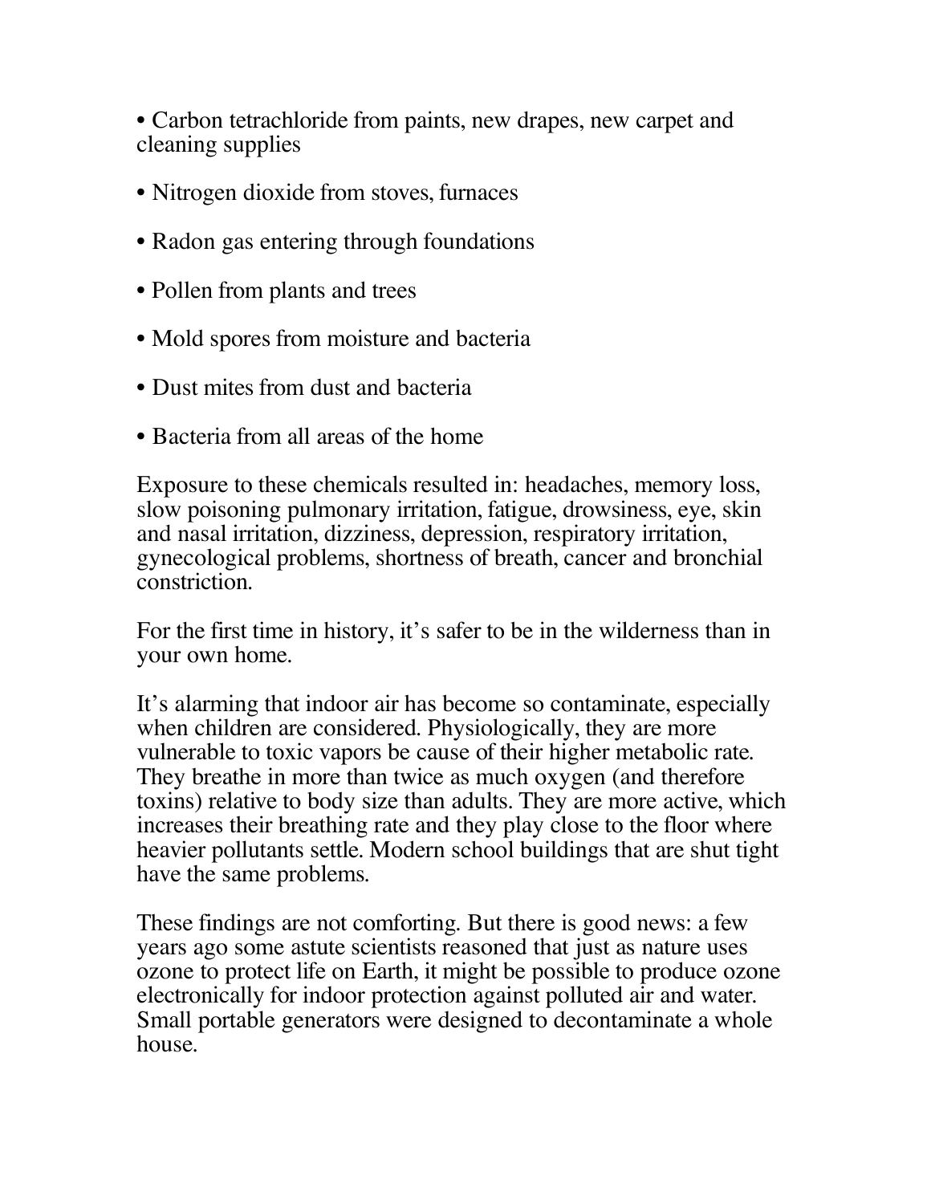- Carbon tetrachloride from paints, new drapes, new carpet and cleaning supplies
- Nitrogen dioxide from stoves, furnaces
- Radon gas entering through foundations
- Pollen from plants and trees
- Mold spores from moisture and bacteria
- Dust mites from dust and bacteria
- Bacteria from all areas of the home

Exposure to these chemicals resulted in: headaches, memory loss, slow poisoning pulmonary irritation, fatigue, drowsiness, eye, skin and nasal irritation, dizziness, depression, respiratory irritation, gynecological problems, shortness of breath, cancer and bronchial constriction.

For the first time in history, it's safer to be in the wilderness than in your own home.

It's alarming that indoor air has become so contaminate, especially when children are considered. Physiologically, they are more vulnerable to toxic vapors be cause of their higher metabolic rate. They breathe in more than twice as much oxygen (and therefore toxins) relative to body size than adults. They are more active, which increases their breathing rate and they play close to the floor where heavier pollutants settle. Modern school buildings that are shut tight have the same problems.

These findings are not comforting. But there is good news: a few years ago some astute scientists reasoned that just as nature uses ozone to protect life on Earth, it might be possible to produce ozone electronically for indoor protection against polluted air and water. Small portable generators were designed to decontaminate a whole house.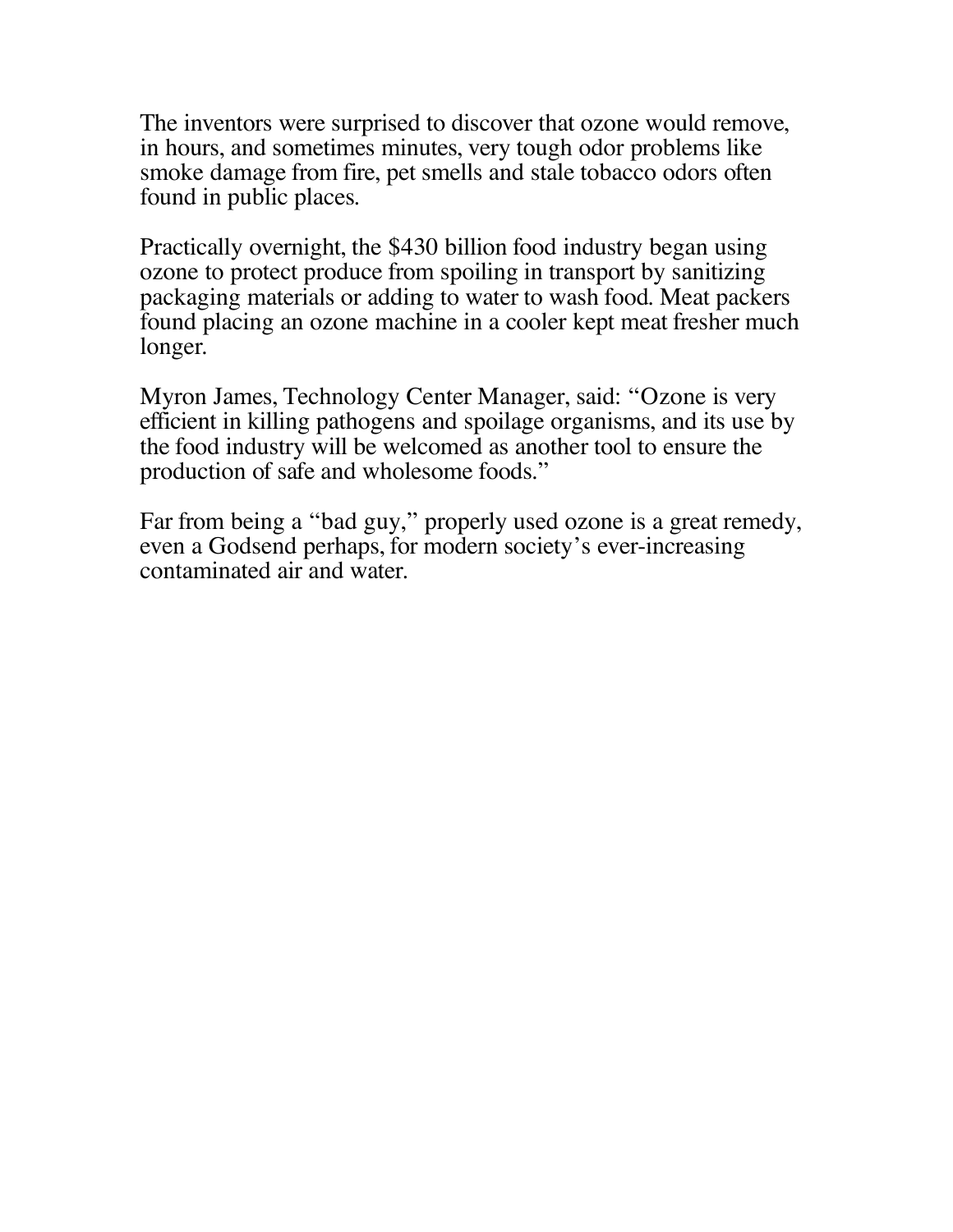The inventors were surprised to discover that ozone would remove, in hours, and sometimes minutes, very tough odor problems like smoke damage from fire, pet smells and stale tobacco odors often found in public places.

Practically overnight, the $430 billion food industry began using ozone to protect produce from spoiling in transport by sanitizing packaging materials or adding to water to wash food. Meat packers found placing an ozone machine in a cooler kept meat fresher much longer.

Myron James, Technology Center Manager, said: "Ozone is very efficient in killing pathogens and spoilage organisms, and its use by the food industry will be welcomed as another tool to ensure the production of safe and wholesome foods."

Far from being a "bad guy," properly used ozone is a great remedy, even a Godsend perhaps, for modern society's ever-increasing contaminated air and water.